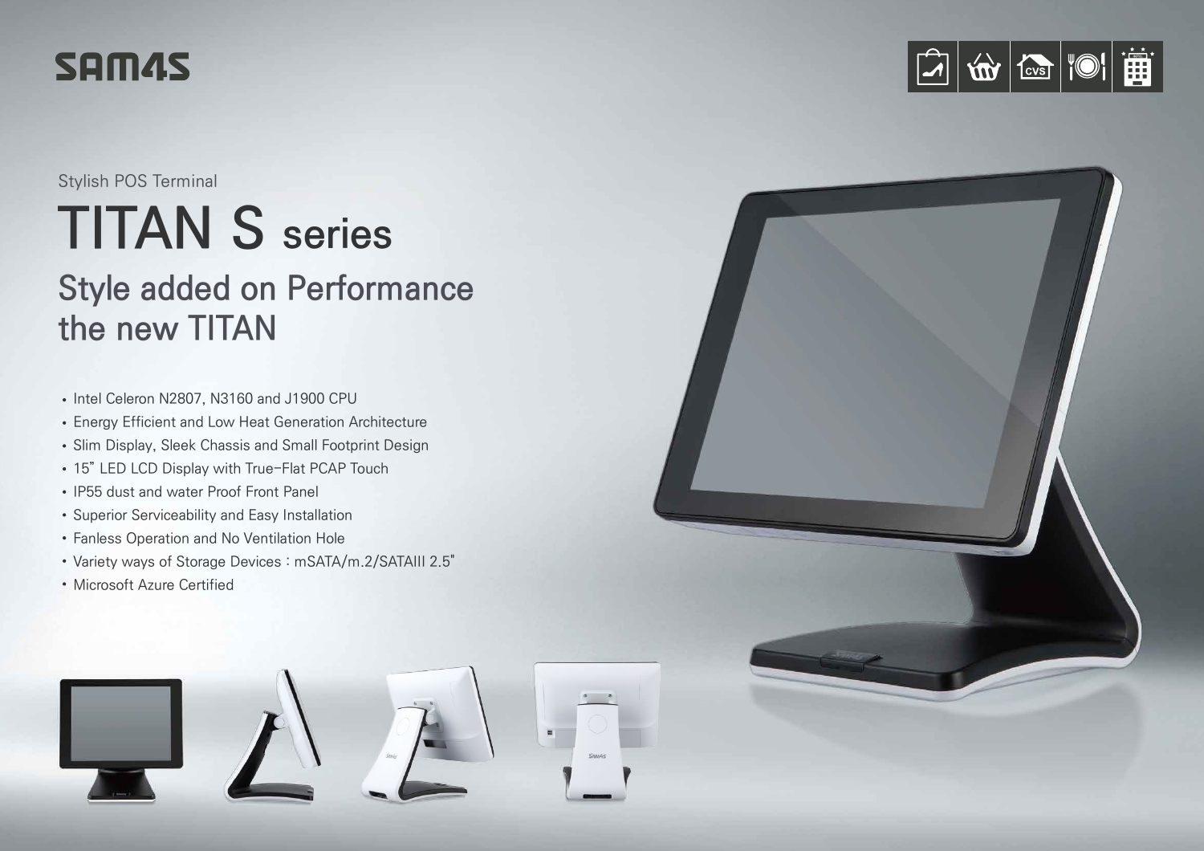SAM4S

Stylish POS Terminal

# TITAN S series

## Style added on Performance the new TITAN

- Intel Celeron N2807, N3160 and J1900 CPU
- Energy Efficient and Low Heat Generation Architecture
- Slim Display, Sleek Chassis and Small Footprint Design
- 15" LED LCD Display with True-Flat PCAP Touch
- IP55 dust and water Proof Front Panel
- Superior Serviceability and Easy Installation
- Fanless Operation and No Ventilation Hole
- Variety ways of Storage Devices : mSATA/m.2/SATAIII 2.5"
- Microsoft Azure Certified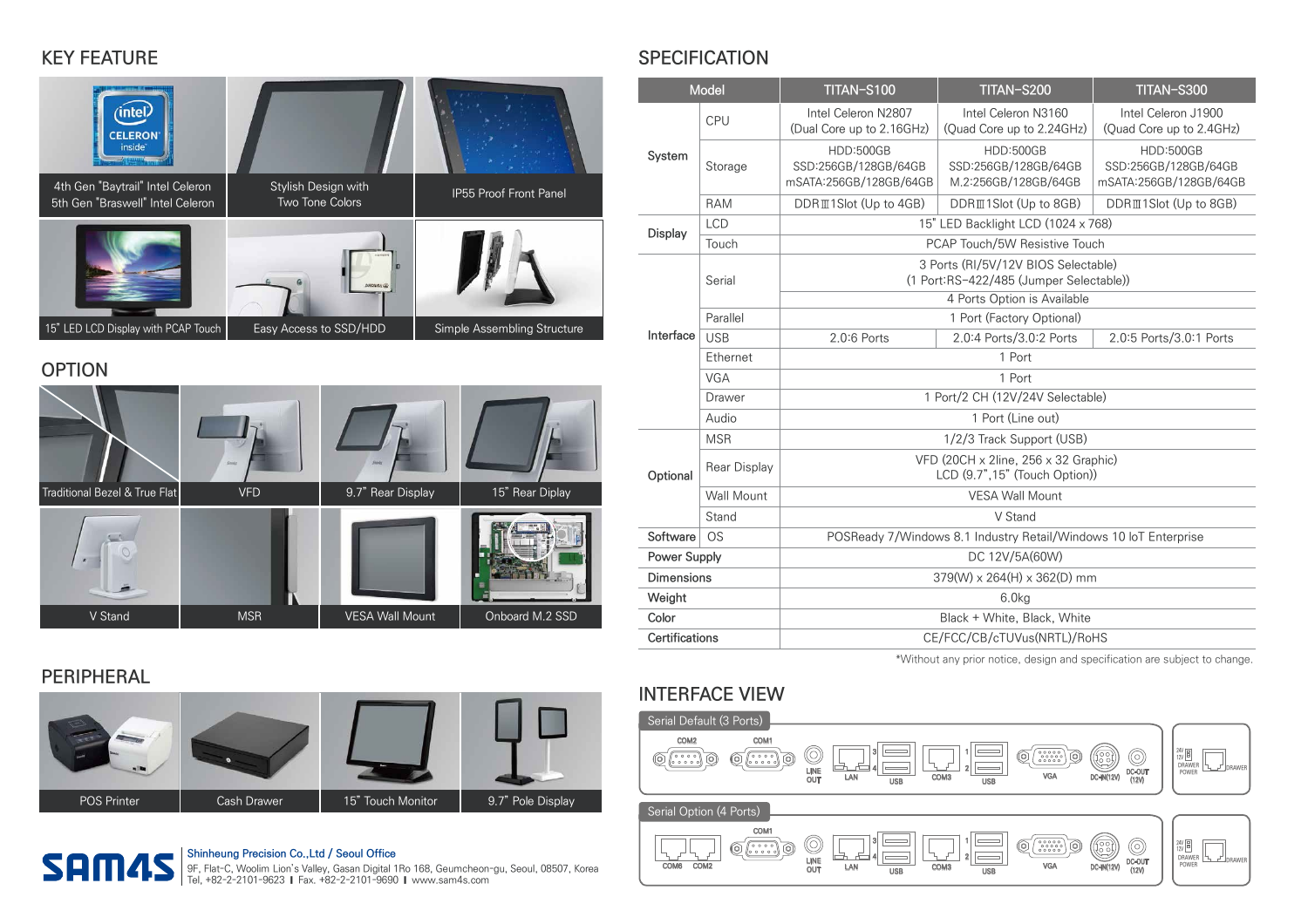## KEY FEATURE

- 4th Gen "Baytrail" Intel Celeron 5th Gen "Braswell" Intel Celeron
- Stylish Design with Two Tone Colors
- IP55 Proof Front Panel
- 15" LED LCD Display with PCAP Touch
- Easy Access to SSD/HDD
- Simple Assembling Structure

## OPTION

- Traditional Bezel & True Flat
- VFD
- 9.7" Rear Display
- 15" Rear Diplay
- V Stand
- MSR
- VESA Wall Mount
- Onboard M.2 SSD

## PERIPHERAL

- POS Printer
- Cash Drawer
- 15" Touch Monitor
- 9.7" Pole Display

## SPECIFICATION

| Model | | TITAN-S100 | TITAN-S200 | TITAN-S300 |
|---|---|---|---|---|
| System | CPU | Intel Celeron N2807 (Dual Core up to 2.16GHz) | Intel Celeron N3160 (Quad Core up to 2.24GHz) | Intel Celeron J1900 (Quad Core up to 2.4GHz) |
| | Storage | HDD:500GB SSD:256GB/128GB/64GB mSATA:256GB/128GB/64GB | HDD:500GB SSD:256GB/128GB/64GB M.2:256GB/128GB/64GB | HDD:500GB SSD:256GB/128GB/64GB mSATA:256GB/128GB/64GB |
| | RAM | DDRⅢ1Slot (Up to 4GB) | DDRⅢ1Slot (Up to 8GB) | DDRⅢ1Slot (Up to 8GB) |
| Display | LCD | 15" LED Backlight LCD (1024 x 768) | | |
| | Touch | PCAP Touch/5W Resistive Touch | | |
| Interface | Serial | 3 Ports (RI/5V/12V BIOS Selectable) (1 Port:RS-422/485 (Jumper Selectable)) 4 Ports Option is Available | | |
| | Parallel | 1 Port (Factory Optional) | | |
| | USB | 2.0:6 Ports | 2.0:4 Ports/3.0:2 Ports | 2.0:5 Ports/3.0:1 Ports |
| | Ethernet | 1 Port | | |
| | VGA | 1 Port | | |
| | Drawer | 1 Port/2 CH (12V/24V Selectable) | | |
| | Audio | 1 Port (Line out) | | |
| Optional | MSR | 1/2/3 Track Support (USB) | | |
| | Rear Display | VFD (20CH x 2line, 256 x 32 Graphic) LCD (9.7",15" (Touch Option)) | | |
| | Wall Mount | VESA Wall Mount | | |
| | Stand | V Stand | | |
| Software | OS | POSReady 7/Windows 8.1 Industry Retail/Windows 10 IoT Enterprise | | |
| Power Supply | | DC 12V/5A(60W) | | |
| Dimensions | | 379(W) x 264(H) x 362(D) mm | | |
| Weight | | 6.0kg | | |
| Color | | Black + White, Black, White | | |
| Certifications | | CE/FCC/CB/cTUVus(NRTL)/RoHS | | |

*Without any prior notice, design and specification are subject to change.

## INTERFACE VIEW

**Serial Default (3 Ports)**

COM2, COM1, LINE OUT, LAN, 3, 4, USB, COM3, 1, 2, USB, VGA, DC-IN(12V), DC-OUT (12V), 24V 12V DRAWER POWER, DRAWER

**Serial Option (4 Ports)**

COM6, COM2, COM1, LINE OUT, LAN, 3, 4, USB, COM3, 1, 2, USB, VGA, DC-IN(12V), DC-OUT (12V), 24V 12V DRAWER POWER, DRAWER

**SAM4S**

Shinheung Precision Co.,Ltd / Seoul Office
9F, Flat-C, Woolim Lion's Valley, Gasan Digital 1Ro 168, Geumcheon-gu, Seoul, 08507, Korea
Tel, +82-2-2101-9623 | Fax. +82-2-2101-9690 | www.sam4s.com